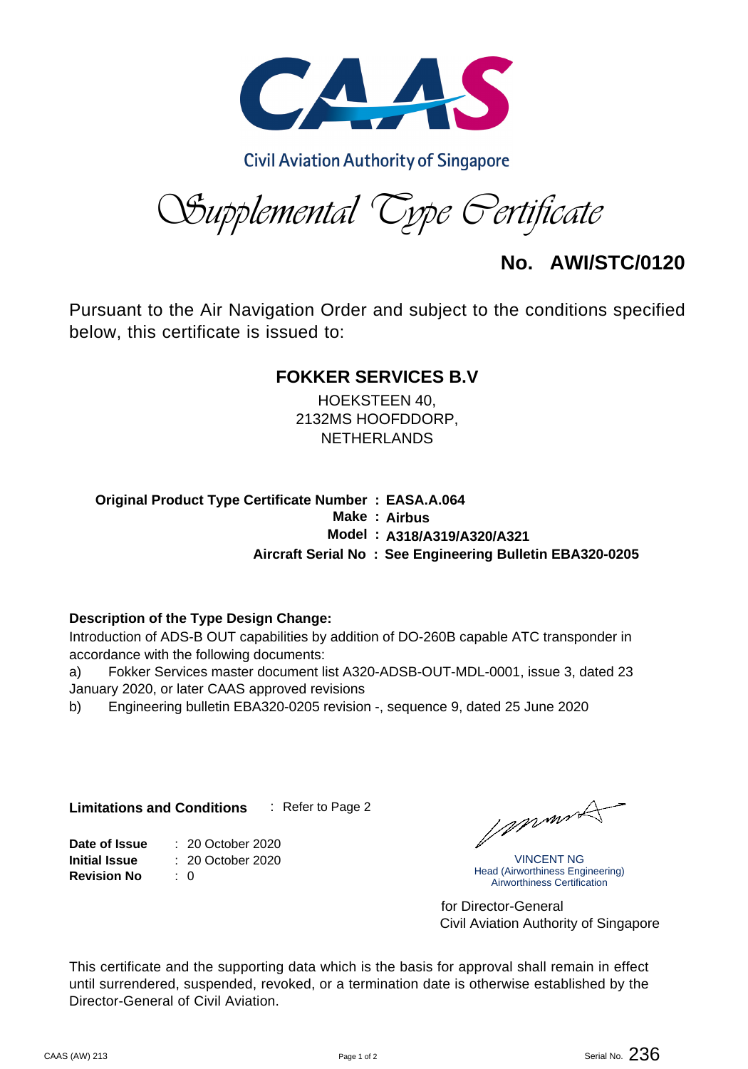CAAS

Civil Aviation Authority of Singapore

# Supplemental Type Certificate

## No. AWI/STC/0120

Pursuant to the Air Navigation Order and subject to the conditions specified below, this certificate is issued to:

**FOKKER SERVICES B.V**

HOEKSTEEN 40,
2132MS HOOFDDORP,
NETHERLANDS

**Original Product Type Certificate Number : EASA.A.064**
**Make : Airbus**
**Model : A318/A319/A320/A321**
**Aircraft Serial No : See Engineering Bulletin EBA320-0205**

**Description of the Type Design Change:**

Introduction of ADS-B OUT capabilities by addition of DO-260B capable ATC transponder in accordance with the following documents:

a) Fokker Services master document list A320-ADSB-OUT-MDL-0001, issue 3, dated 23 January 2020, or later CAAS approved revisions

b) Engineering bulletin EBA320-0205 revision -, sequence 9, dated 25 June 2020

**Limitations and Conditions** : Refer to Page 2

**Date of Issue** : 20 October 2020
**Initial Issue** : 20 October 2020
**Revision No** : 0

VINCENT NG
Head (Airworthiness Engineering)
Airworthiness Certification

for Director-General
Civil Aviation Authority of Singapore

This certificate and the supporting data which is the basis for approval shall remain in effect until surrendered, suspended, revoked, or a termination date is otherwise established by the Director-General of Civil Aviation.

CAAS (AW) 213

Serial No. 236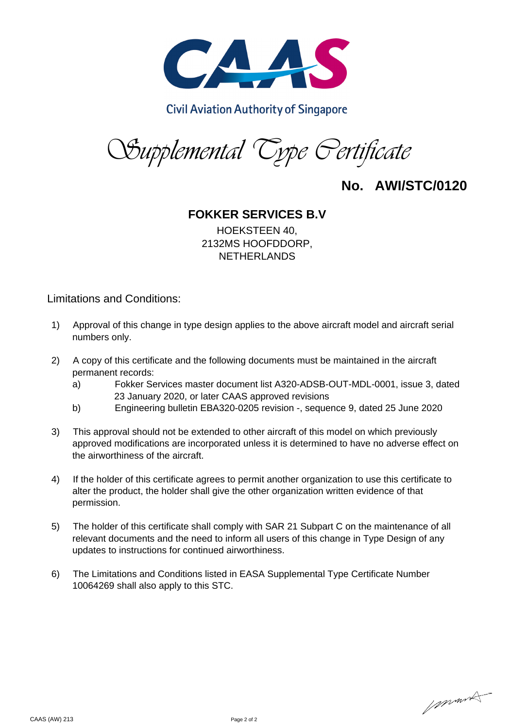Civil Aviation Authority of Singapore

# Supplemental Type Certificate

## No. AWI/STC/0120

### FOKKER SERVICES B.V

HOEKSTEEN 40,
2132MS HOOFDDORP,
NETHERLANDS

Limitations and Conditions:

1) Approval of this change in type design applies to the above aircraft model and aircraft serial numbers only.

2) A copy of this certificate and the following documents must be maintained in the aircraft permanent records:
   a) Fokker Services master document list A320-ADSB-OUT-MDL-0001, issue 3, dated 23 January 2020, or later CAAS approved revisions
   b) Engineering bulletin EBA320-0205 revision -, sequence 9, dated 25 June 2020

3) This approval should not be extended to other aircraft of this model on which previously approved modifications are incorporated unless it is determined to have no adverse effect on the airworthiness of the aircraft.

4) If the holder of this certificate agrees to permit another organization to use this certificate to alter the product, the holder shall give the other organization written evidence of that permission.

5) The holder of this certificate shall comply with SAR 21 Subpart C on the maintenance of all relevant documents and the need to inform all users of this change in Type Design of any updates to instructions for continued airworthiness.

6) The Limitations and Conditions listed in EASA Supplemental Type Certificate Number 10064269 shall also apply to this STC.

CAAS (AW) 213